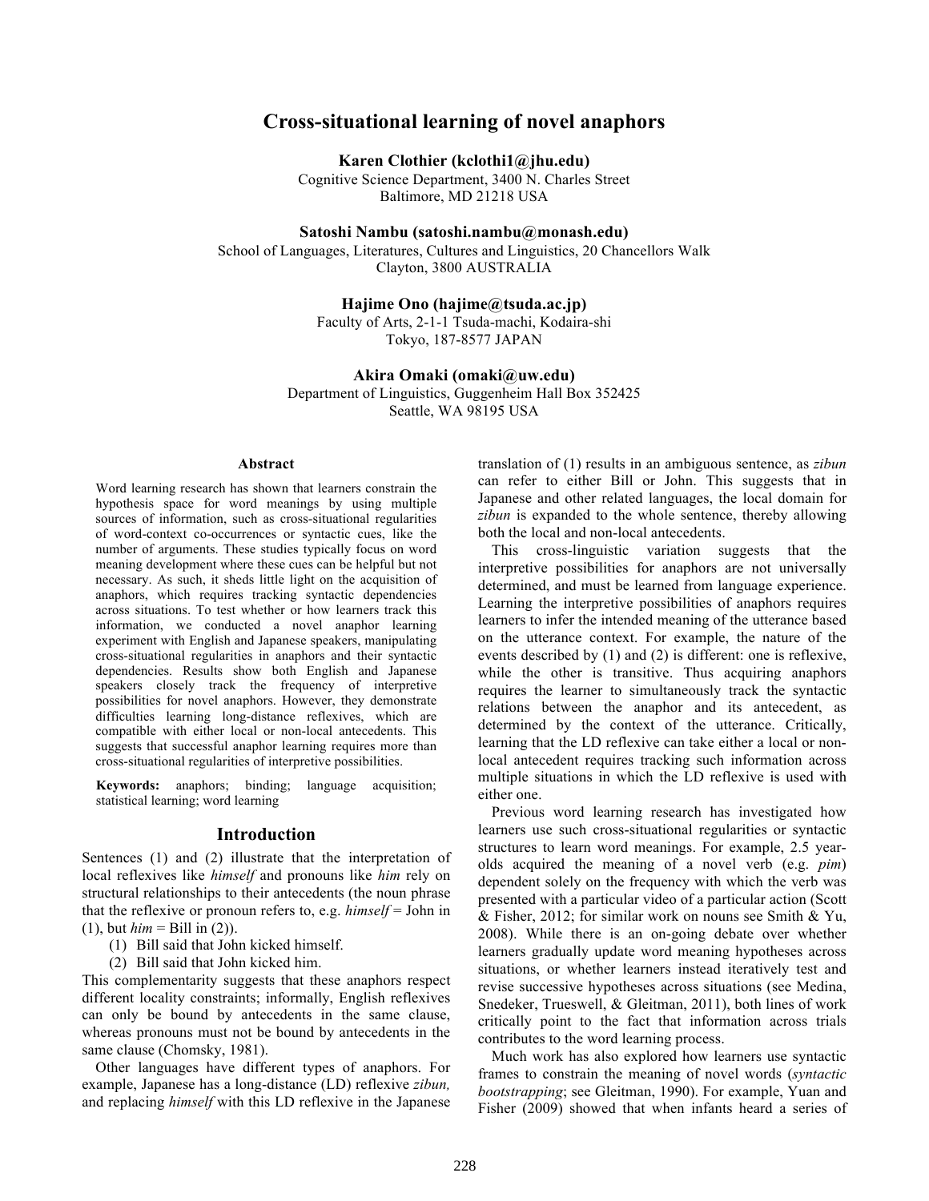# Cross-situational learning of novel anaphors

**Karen Clothier (kclothi1@jhu.edu)**
Cognitive Science Department, 3400 N. Charles Street
Baltimore, MD 21218 USA

**Satoshi Nambu (satoshi.nambu@monash.edu)**
School of Languages, Literatures, Cultures and Linguistics, 20 Chancellors Walk
Clayton, 3800 AUSTRALIA

**Hajime Ono (hajime@tsuda.ac.jp)**
Faculty of Arts, 2-1-1 Tsuda-machi, Kodaira-shi
Tokyo, 187-8577 JAPAN

**Akira Omaki (omaki@uw.edu)**
Department of Linguistics, Guggenheim Hall Box 352425
Seattle, WA 98195 USA

## Abstract

Word learning research has shown that learners constrain the hypothesis space for word meanings by using multiple sources of information, such as cross-situational regularities of word-context co-occurrences or syntactic cues, like the number of arguments. These studies typically focus on word meaning development where these cues can be helpful but not necessary. As such, it sheds little light on the acquisition of anaphors, which requires tracking syntactic dependencies across situations. To test whether or how learners track this information, we conducted a novel anaphor learning experiment with English and Japanese speakers, manipulating cross-situational regularities in anaphors and their syntactic dependencies. Results show both English and Japanese speakers closely track the frequency of interpretive possibilities for novel anaphors. However, they demonstrate difficulties learning long-distance reflexives, which are compatible with either local or non-local antecedents. This suggests that successful anaphor learning requires more than cross-situational regularities of interpretive possibilities.

**Keywords:** anaphors; binding; language acquisition; statistical learning; word learning

## Introduction

Sentences (1) and (2) illustrate that the interpretation of local reflexives like *himself* and pronouns like *him* rely on structural relationships to their antecedents (the noun phrase that the reflexive or pronoun refers to, e.g. *himself* = John in (1), but *him* = Bill in (2)).

(1) Bill said that John kicked himself.
(2) Bill said that John kicked him.

This complementarity suggests that these anaphors respect different locality constraints; informally, English reflexives can only be bound by antecedents in the same clause, whereas pronouns must not be bound by antecedents in the same clause (Chomsky, 1981).

Other languages have different types of anaphors. For example, Japanese has a long-distance (LD) reflexive *zibun,* and replacing *himself* with this LD reflexive in the Japanese translation of (1) results in an ambiguous sentence, as *zibun* can refer to either Bill or John. This suggests that in Japanese and other related languages, the local domain for *zibun* is expanded to the whole sentence, thereby allowing both the local and non-local antecedents.

This cross-linguistic variation suggests that the interpretive possibilities for anaphors are not universally determined, and must be learned from language experience. Learning the interpretive possibilities of anaphors requires learners to infer the intended meaning of the utterance based on the utterance context. For example, the nature of the events described by (1) and (2) is different: one is reflexive, while the other is transitive. Thus acquiring anaphors requires the learner to simultaneously track the syntactic relations between the anaphor and its antecedent, as determined by the context of the utterance. Critically, learning that the LD reflexive can take either a local or non-local antecedent requires tracking such information across multiple situations in which the LD reflexive is used with either one.

Previous word learning research has investigated how learners use such cross-situational regularities or syntactic structures to learn word meanings. For example, 2.5 year-olds acquired the meaning of a novel verb (e.g. *pim*) dependent solely on the frequency with which the verb was presented with a particular video of a particular action (Scott & Fisher, 2012; for similar work on nouns see Smith & Yu, 2008). While there is an on-going debate over whether learners gradually update word meaning hypotheses across situations, or whether learners instead iteratively test and revise successive hypotheses across situations (see Medina, Snedeker, Trueswell, & Gleitman, 2011), both lines of work critically point to the fact that information across trials contributes to the word learning process.

Much work has also explored how learners use syntactic frames to constrain the meaning of novel words (*syntactic bootstrapping*; see Gleitman, 1990). For example, Yuan and Fisher (2009) showed that when infants heard a series of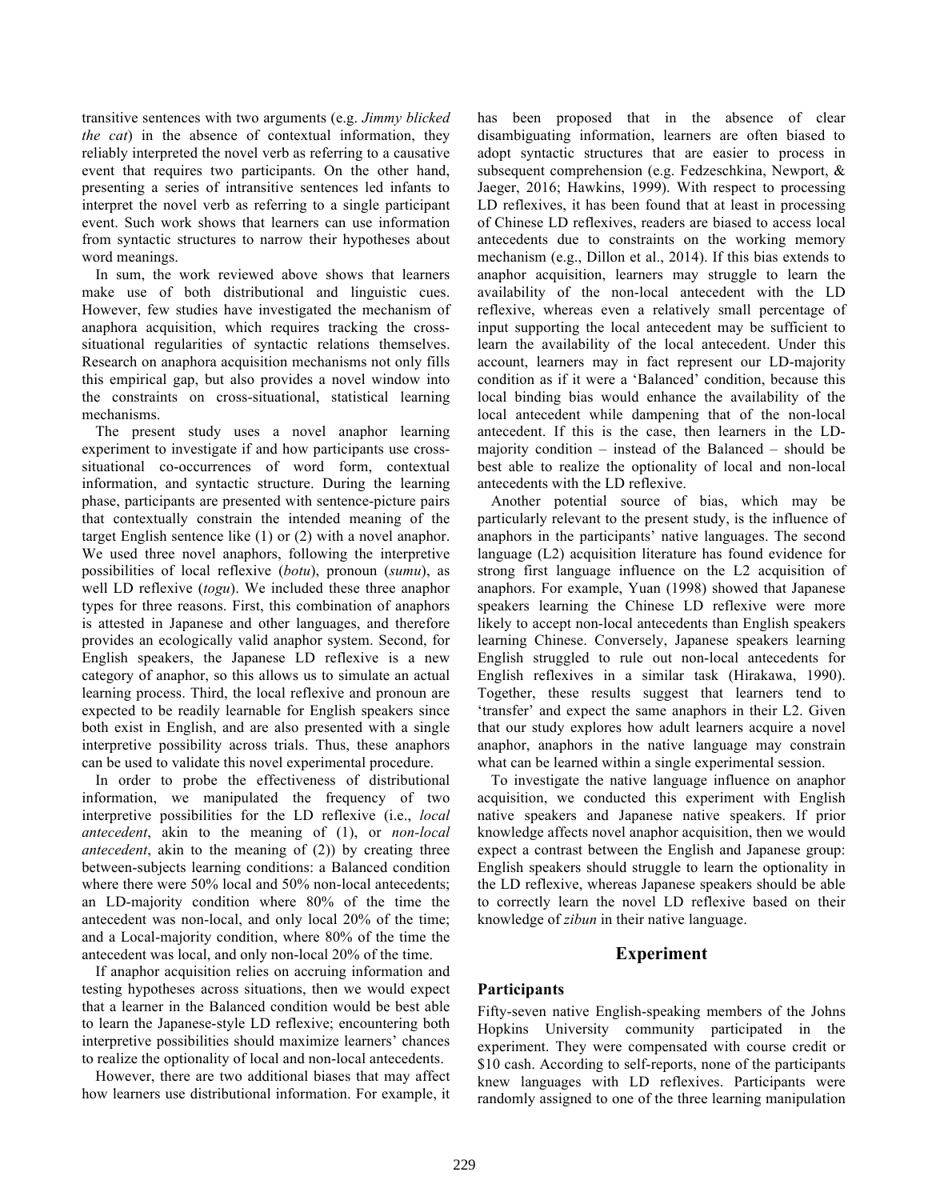transitive sentences with two arguments (e.g. *Jimmy blicked the cat*) in the absence of contextual information, they reliably interpreted the novel verb as referring to a causative event that requires two participants. On the other hand, presenting a series of intransitive sentences led infants to interpret the novel verb as referring to a single participant event. Such work shows that learners can use information from syntactic structures to narrow their hypotheses about word meanings.

In sum, the work reviewed above shows that learners make use of both distributional and linguistic cues. However, few studies have investigated the mechanism of anaphora acquisition, which requires tracking the cross-situational regularities of syntactic relations themselves. Research on anaphora acquisition mechanisms not only fills this empirical gap, but also provides a novel window into the constraints on cross-situational, statistical learning mechanisms.

The present study uses a novel anaphor learning experiment to investigate if and how participants use cross-situational co-occurrences of word form, contextual information, and syntactic structure. During the learning phase, participants are presented with sentence-picture pairs that contextually constrain the intended meaning of the target English sentence like (1) or (2) with a novel anaphor. We used three novel anaphors, following the interpretive possibilities of local reflexive (*botu*), pronoun (*sumu*), as well LD reflexive (*togu*). We included these three anaphor types for three reasons. First, this combination of anaphors is attested in Japanese and other languages, and therefore provides an ecologically valid anaphor system. Second, for English speakers, the Japanese LD reflexive is a new category of anaphor, so this allows us to simulate an actual learning process. Third, the local reflexive and pronoun are expected to be readily learnable for English speakers since both exist in English, and are also presented with a single interpretive possibility across trials. Thus, these anaphors can be used to validate this novel experimental procedure.

In order to probe the effectiveness of distributional information, we manipulated the frequency of two interpretive possibilities for the LD reflexive (i.e., *local antecedent*, akin to the meaning of (1), or *non-local antecedent*, akin to the meaning of (2)) by creating three between-subjects learning conditions: a Balanced condition where there were 50% local and 50% non-local antecedents; an LD-majority condition where 80% of the time the antecedent was non-local, and only local 20% of the time; and a Local-majority condition, where 80% of the time the antecedent was local, and only non-local 20% of the time.

If anaphor acquisition relies on accruing information and testing hypotheses across situations, then we would expect that a learner in the Balanced condition would be best able to learn the Japanese-style LD reflexive; encountering both interpretive possibilities should maximize learners' chances to realize the optionality of local and non-local antecedents.

However, there are two additional biases that may affect how learners use distributional information. For example, it has been proposed that in the absence of clear disambiguating information, learners are often biased to adopt syntactic structures that are easier to process in subsequent comprehension (e.g. Fedzeschkina, Newport, & Jaeger, 2016; Hawkins, 1999). With respect to processing LD reflexives, it has been found that at least in processing of Chinese LD reflexives, readers are biased to access local antecedents due to constraints on the working memory mechanism (e.g., Dillon et al., 2014). If this bias extends to anaphor acquisition, learners may struggle to learn the availability of the non-local antecedent with the LD reflexive, whereas even a relatively small percentage of input supporting the local antecedent may be sufficient to learn the availability of the local antecedent. Under this account, learners may in fact represent our LD-majority condition as if it were a 'Balanced' condition, because this local binding bias would enhance the availability of the local antecedent while dampening that of the non-local antecedent. If this is the case, then learners in the LD-majority condition – instead of the Balanced – should be best able to realize the optionality of local and non-local antecedents with the LD reflexive.

Another potential source of bias, which may be particularly relevant to the present study, is the influence of anaphors in the participants' native languages. The second language (L2) acquisition literature has found evidence for strong first language influence on the L2 acquisition of anaphors. For example, Yuan (1998) showed that Japanese speakers learning the Chinese LD reflexive were more likely to accept non-local antecedents than English speakers learning Chinese. Conversely, Japanese speakers learning English struggled to rule out non-local antecedents for English reflexives in a similar task (Hirakawa, 1990). Together, these results suggest that learners tend to 'transfer' and expect the same anaphors in their L2. Given that our study explores how adult learners acquire a novel anaphor, anaphors in the native language may constrain what can be learned within a single experimental session.

To investigate the native language influence on anaphor acquisition, we conducted this experiment with English native speakers and Japanese native speakers. If prior knowledge affects novel anaphor acquisition, then we would expect a contrast between the English and Japanese group: English speakers should struggle to learn the optionality in the LD reflexive, whereas Japanese speakers should be able to correctly learn the novel LD reflexive based on their knowledge of *zibun* in their native language.

## Experiment

### Participants

Fifty-seven native English-speaking members of the Johns Hopkins University community participated in the experiment. They were compensated with course credit or $10 cash. According to self-reports, none of the participants knew languages with LD reflexives. Participants were randomly assigned to one of the three learning manipulation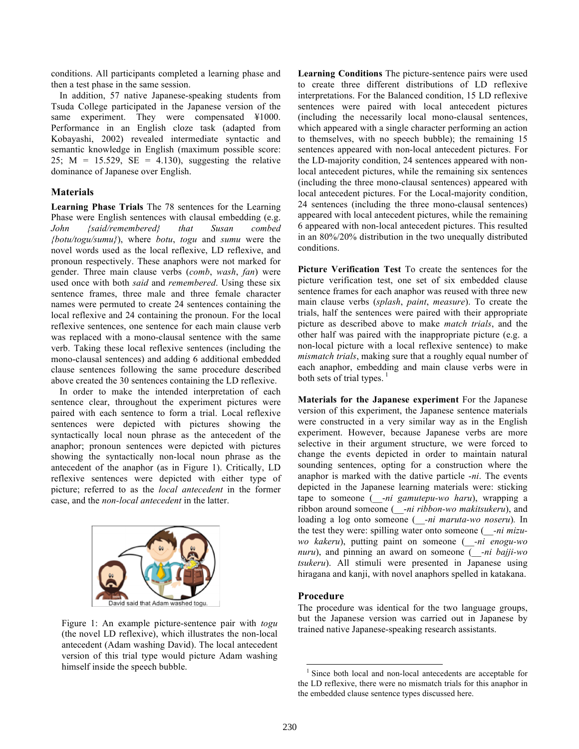conditions. All participants completed a learning phase and then a test phase in the same session.

In addition, 57 native Japanese-speaking students from Tsuda College participated in the Japanese version of the same experiment. They were compensated ¥1000. Performance in an English cloze task (adapted from Kobayashi, 2002) revealed intermediate syntactic and semantic knowledge in English (maximum possible score: 25; M = 15.529, SE = 4.130), suggesting the relative dominance of Japanese over English.

## Materials

**Learning Phase Trials** The 78 sentences for the Learning Phase were English sentences with clausal embedding (e.g. *John {said/remembered} that Susan combed {botu/togu/sumu}*), where *botu*, *togu* and *sumu* were the novel words used as the local reflexive, LD reflexive, and pronoun respectively. These anaphors were not marked for gender. Three main clause verbs (*comb*, *wash*, *fan*) were used once with both *said* and *remembered*. Using these six sentence frames, three male and three female character names were permuted to create 24 sentences containing the local reflexive and 24 containing the pronoun. For the local reflexive sentences, one sentence for each main clause verb was replaced with a mono-clausal sentence with the same verb. Taking these local reflexive sentences (including the mono-clausal sentences) and adding 6 additional embedded clause sentences following the same procedure described above created the 30 sentences containing the LD reflexive.

In order to make the intended interpretation of each sentence clear, throughout the experiment pictures were paired with each sentence to form a trial. Local reflexive sentences were depicted with pictures showing the syntactically local noun phrase as the antecedent of the anaphor; pronoun sentences were depicted with pictures showing the syntactically non-local noun phrase as the antecedent of the anaphor (as in Figure 1). Critically, LD reflexive sentences were depicted with either type of picture; referred to as the *local antecedent* in the former case, and the *non-local antecedent* in the latter.

David said that Adam washed togu.

Figure 1: An example picture-sentence pair with *togu* (the novel LD reflexive), which illustrates the non-local antecedent (Adam washing David). The local antecedent version of this trial type would picture Adam washing himself inside the speech bubble.

**Learning Conditions** The picture-sentence pairs were used to create three different distributions of LD reflexive interpretations. For the Balanced condition, 15 LD reflexive sentences were paired with local antecedent pictures (including the necessarily local mono-clausal sentences, which appeared with a single character performing an action to themselves, with no speech bubble); the remaining 15 sentences appeared with non-local antecedent pictures. For the LD-majority condition, 24 sentences appeared with non-local antecedent pictures, while the remaining six sentences (including the three mono-clausal sentences) appeared with local antecedent pictures. For the Local-majority condition, 24 sentences (including the three mono-clausal sentences) appeared with local antecedent pictures, while the remaining 6 appeared with non-local antecedent pictures. This resulted in an 80%/20% distribution in the two unequally distributed conditions.

**Picture Verification Test** To create the sentences for the picture verification test, one set of six embedded clause sentence frames for each anaphor was reused with three new main clause verbs (*splash*, *paint*, *measure*). To create the trials, half the sentences were paired with their appropriate picture as described above to make *match trials*, and the other half was paired with the inappropriate picture (e.g. a non-local picture with a local reflexive sentence) to make *mismatch trials*, making sure that a roughly equal number of each anaphor, embedding and main clause verbs were in both sets of trial types.[1]

**Materials for the Japanese experiment** For the Japanese version of this experiment, the Japanese sentence materials were constructed in a very similar way as in the English experiment. However, because Japanese verbs are more selective in their argument structure, we were forced to change the events depicted in order to maintain natural sounding sentences, opting for a construction where the anaphor is marked with the dative particle *-ni*. The events depicted in the Japanese learning materials were: sticking tape to someone (__*-ni gamutepu-wo haru*), wrapping a ribbon around someone (__*-ni ribbon-wo makitsukeru*), and loading a log onto someone (__*-ni maruta-wo noseru*). In the test they were: spilling water onto someone (__*-ni mizu-wo kakeru*), putting paint on someone (__*-ni enogu-wo nuru*), and pinning an award on someone (__*-ni bajji-wo tsukeru*). All stimuli were presented in Japanese using hiragana and kanji, with novel anaphors spelled in katakana.

## Procedure

The procedure was identical for the two language groups, but the Japanese version was carried out in Japanese by trained native Japanese-speaking research assistants.

[1] Since both local and non-local antecedents are acceptable for the LD reflexive, there were no mismatch trials for this anaphor in the embedded clause sentence types discussed here.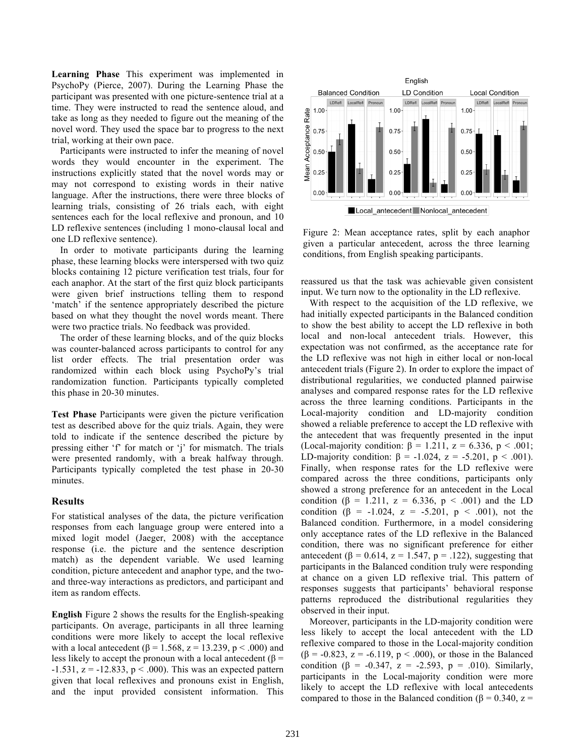**Learning Phase** This experiment was implemented in PsychoPy (Pierce, 2007). During the Learning Phase the participant was presented with one picture-sentence trial at a time. They were instructed to read the sentence aloud, and take as long as they needed to figure out the meaning of the novel word. They used the space bar to progress to the next trial, working at their own pace.

Participants were instructed to infer the meaning of novel words they would encounter in the experiment. The instructions explicitly stated that the novel words may or may not correspond to existing words in their native language. After the instructions, there were three blocks of learning trials, consisting of 26 trials each, with eight sentences each for the local reflexive and pronoun, and 10 LD reflexive sentences (including 1 mono-clausal local and one LD reflexive sentence).

In order to motivate participants during the learning phase, these learning blocks were interspersed with two quiz blocks containing 12 picture verification test trials, four for each anaphor. At the start of the first quiz block participants were given brief instructions telling them to respond 'match' if the sentence appropriately described the picture based on what they thought the novel words meant. There were two practice trials. No feedback was provided.

The order of these learning blocks, and of the quiz blocks was counter-balanced across participants to control for any list order effects. The trial presentation order was randomized within each block using PsychoPy's trial randomization function. Participants typically completed this phase in 20-30 minutes.

**Test Phase** Participants were given the picture verification test as described above for the quiz trials. Again, they were told to indicate if the sentence described the picture by pressing either 'f' for match or 'j' for mismatch. The trials were presented randomly, with a break halfway through. Participants typically completed the test phase in 20-30 minutes.

## Results

For statistical analyses of the data, the picture verification responses from each language group were entered into a mixed logit model (Jaeger, 2008) with the acceptance response (i.e. the picture and the sentence description match) as the dependent variable. We used learning condition, picture antecedent and anaphor type, and the two- and three-way interactions as predictors, and participant and item as random effects.

**English** Figure 2 shows the results for the English-speaking participants. On average, participants in all three learning conditions were more likely to accept the local reflexive with a local antecedent ($\beta = 1.568$, $z = 13.239$, $p < .000$) and less likely to accept the pronoun with a local antecedent ($\beta = -1.531$, $z = -12.833$, $p < .000$). This was an expected pattern given that local reflexives and pronouns exist in English, and the input provided consistent information. This reassured us that the task was achievable given consistent input. We turn now to the optionality in the LD reflexive.

Figure 2: Mean acceptance rates, split by each anaphor given a particular antecedent, across the three learning conditions, from English speaking participants.

With respect to the acquisition of the LD reflexive, we had initially expected participants in the Balanced condition to show the best ability to accept the LD reflexive in both local and non-local antecedent trials. However, this expectation was not confirmed, as the acceptance rate for the LD reflexive was not high in either local or non-local antecedent trials (Figure 2). In order to explore the impact of distributional regularities, we conducted planned pairwise analyses and compared response rates for the LD reflexive across the three learning conditions. Participants in the Local-majority condition and LD-majority condition showed a reliable preference to accept the LD reflexive with the antecedent that was frequently presented in the input (Local-majority condition: $\beta = 1.211$, $z = 6.336$, $p < .001$; LD-majority condition: $\beta = -1.024$, $z = -5.201$, $p < .001$). Finally, when response rates for the LD reflexive were compared across the three conditions, participants only showed a strong preference for an antecedent in the Local condition ($\beta = 1.211$, $z = 6.336$, $p < .001$) and the LD condition ($\beta = -1.024$, $z = -5.201$, $p < .001$), not the Balanced condition. Furthermore, in a model considering only acceptance rates of the LD reflexive in the Balanced condition, there was no significant preference for either antecedent ($\beta = 0.614$, $z = 1.547$, $p = .122$), suggesting that participants in the Balanced condition truly were responding at chance on a given LD reflexive trial. This pattern of responses suggests that participants' behavioral response patterns reproduced the distributional regularities they observed in their input.

Moreover, participants in the LD-majority condition were less likely to accept the local antecedent with the LD reflexive compared to those in the Local-majority condition ($\beta = -0.823$, $z = -6.119$, $p < .000$), or those in the Balanced condition ($\beta = -0.347$, $z = -2.593$, $p = .010$). Similarly, participants in the Local-majority condition were more likely to accept the LD reflexive with local antecedents compared to those in the Balanced condition ($\beta = 0.340$, $z =$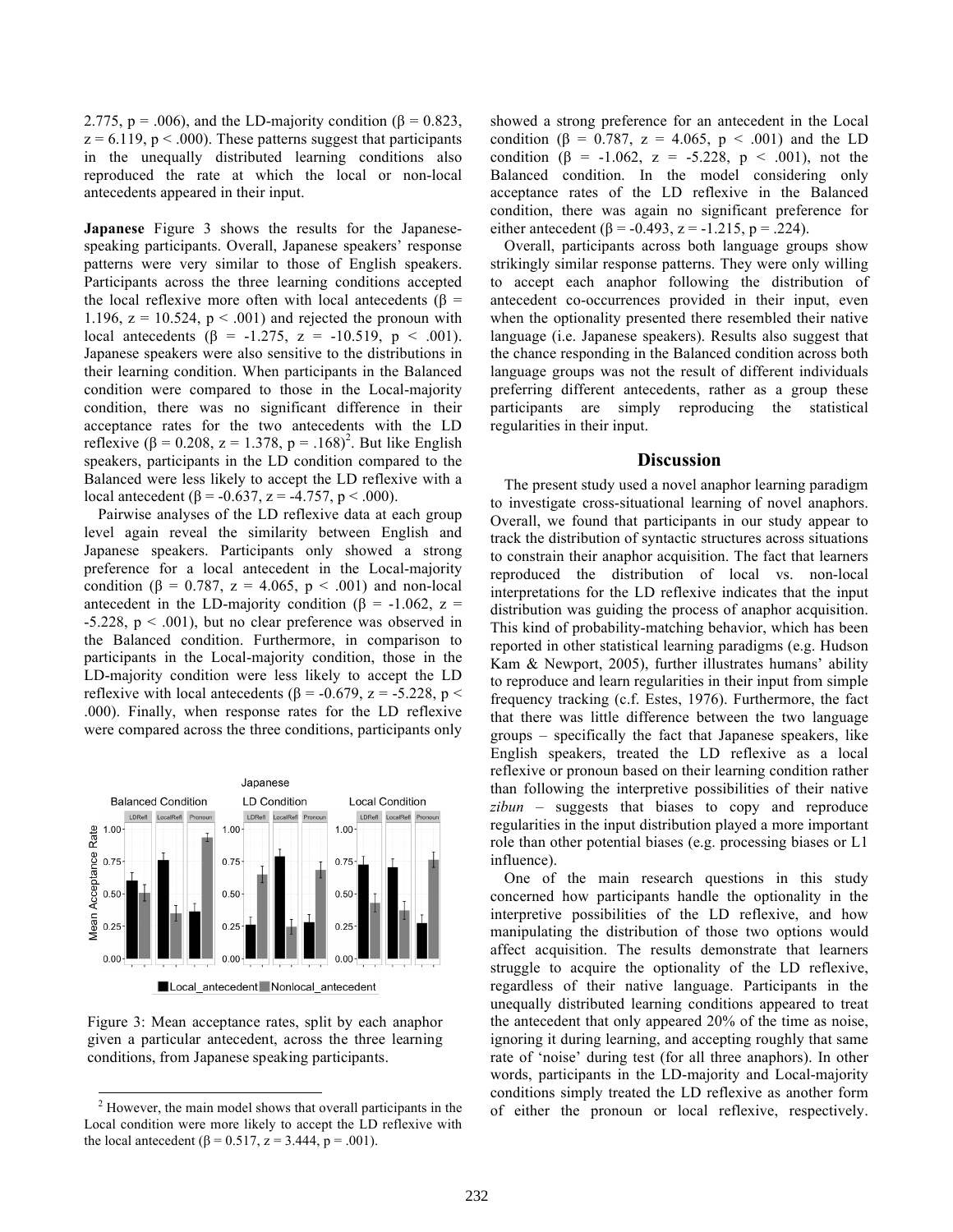2.775, $p = .006$), and the LD-majority condition ($\beta = 0.823$, $z = 6.119$, $p < .000$). These patterns suggest that participants in the unequally distributed learning conditions also reproduced the rate at which the local or non-local antecedents appeared in their input.

**Japanese** Figure 3 shows the results for the Japanese-speaking participants. Overall, Japanese speakers' response patterns were very similar to those of English speakers. Participants across the three learning conditions accepted the local reflexive more often with local antecedents ($\beta = 1.196$, $z = 10.524$, $p < .001$) and rejected the pronoun with local antecedents ($\beta = -1.275$, $z = -10.519$, $p < .001$). Japanese speakers were also sensitive to the distributions in their learning condition. When participants in the Balanced condition were compared to those in the Local-majority condition, there was no significant difference in their acceptance rates for the two antecedents with the LD reflexive ($\beta = 0.208$, $z = 1.378$, $p = .168$)[2]. But like English speakers, participants in the LD condition compared to the Balanced were less likely to accept the LD reflexive with a local antecedent ($\beta = -0.637$, $z = -4.757$, $p < .000$).

Pairwise analyses of the LD reflexive data at each group level again reveal the similarity between English and Japanese speakers. Participants only showed a strong preference for a local antecedent in the Local-majority condition ($\beta = 0.787$, $z = 4.065$, $p < .001$) and non-local antecedent in the LD-majority condition ($\beta = -1.062$, $z = -5.228$, $p < .001$), but no clear preference was observed in the Balanced condition. Furthermore, in comparison to participants in the Local-majority condition, those in the LD-majority condition were less likely to accept the LD reflexive with local antecedents ($\beta = -0.679$, $z = -5.228$, $p < .000$). Finally, when response rates for the LD reflexive were compared across the three conditions, participants only

Figure 3: Mean acceptance rates, split by each anaphor given a particular antecedent, across the three learning conditions, from Japanese speaking participants.

[2] However, the main model shows that overall participants in the Local condition were more likely to accept the LD reflexive with the local antecedent ($\beta = 0.517$, $z = 3.444$, $p = .001$).

showed a strong preference for an antecedent in the Local condition ($\beta = 0.787$, $z = 4.065$, $p < .001$) and the LD condition ($\beta = -1.062$, $z = -5.228$, $p < .001$), not the Balanced condition. In the model considering only acceptance rates of the LD reflexive in the Balanced condition, there was again no significant preference for either antecedent ($\beta = -0.493$, $z = -1.215$, $p = .224$).

Overall, participants across both language groups show strikingly similar response patterns. They were only willing to accept each anaphor following the distribution of antecedent co-occurrences provided in their input, even when the optionality presented there resembled their native language (i.e. Japanese speakers). Results also suggest that the chance responding in the Balanced condition across both language groups was not the result of different individuals preferring different antecedents, rather as a group these participants are simply reproducing the statistical regularities in their input.

## Discussion

The present study used a novel anaphor learning paradigm to investigate cross-situational learning of novel anaphors. Overall, we found that participants in our study appear to track the distribution of syntactic structures across situations to constrain their anaphor acquisition. The fact that learners reproduced the distribution of local vs. non-local interpretations for the LD reflexive indicates that the input distribution was guiding the process of anaphor acquisition. This kind of probability-matching behavior, which has been reported in other statistical learning paradigms (e.g. Hudson Kam & Newport, 2005), further illustrates humans' ability to reproduce and learn regularities in their input from simple frequency tracking (c.f. Estes, 1976). Furthermore, the fact that there was little difference between the two language groups – specifically the fact that Japanese speakers, like English speakers, treated the LD reflexive as a local reflexive or pronoun based on their learning condition rather than following the interpretive possibilities of their native *zibun* – suggests that biases to copy and reproduce regularities in the input distribution played a more important role than other potential biases (e.g. processing biases or L1 influence).

One of the main research questions in this study concerned how participants handle the optionality in the interpretive possibilities of the LD reflexive, and how manipulating the distribution of those two options would affect acquisition. The results demonstrate that learners struggle to acquire the optionality of the LD reflexive, regardless of their native language. Participants in the unequally distributed learning conditions appeared to treat the antecedent that only appeared 20% of the time as noise, ignoring it during learning, and accepting roughly that same rate of 'noise' during test (for all three anaphors). In other words, participants in the LD-majority and Local-majority conditions simply treated the LD reflexive as another form of either the pronoun or local reflexive, respectively.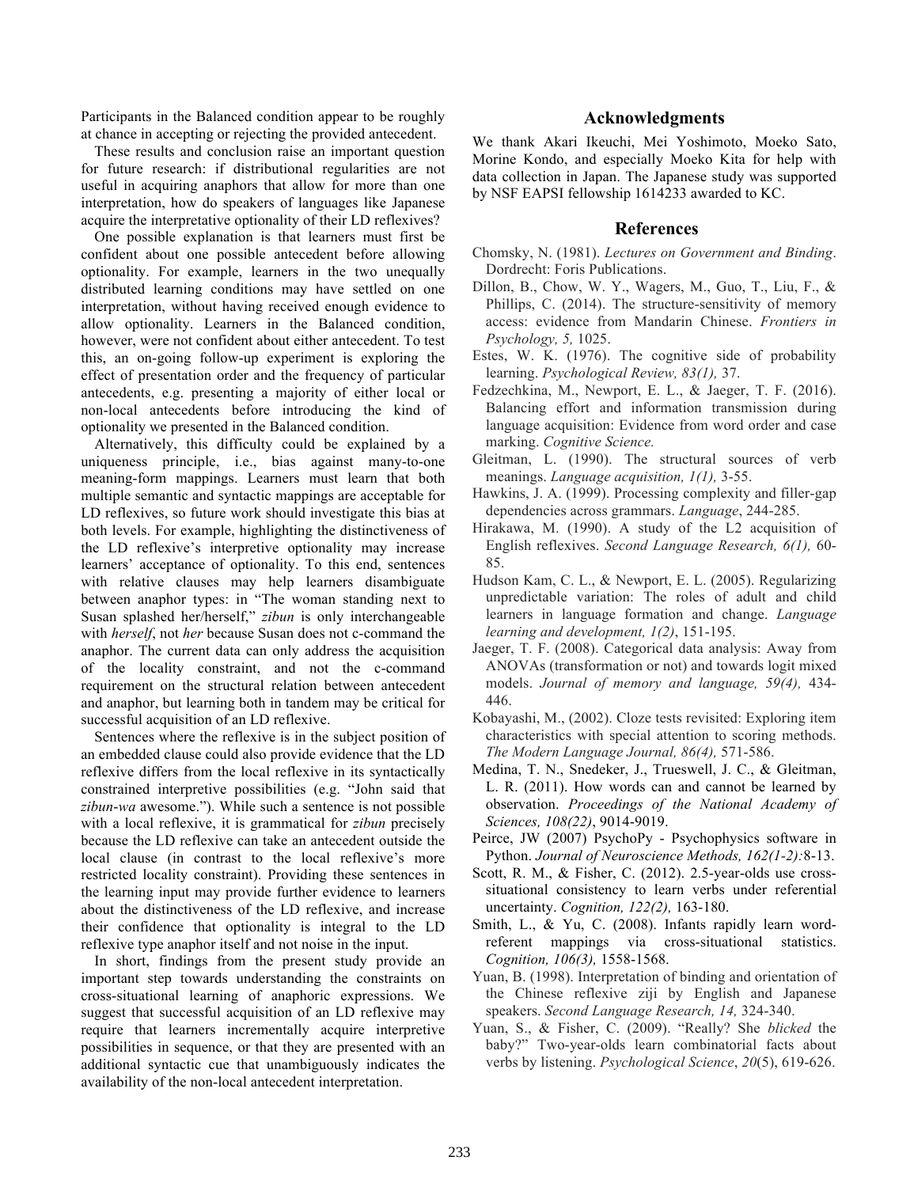Participants in the Balanced condition appear to be roughly at chance in accepting or rejecting the provided antecedent.

These results and conclusion raise an important question for future research: if distributional regularities are not useful in acquiring anaphors that allow for more than one interpretation, how do speakers of languages like Japanese acquire the interpretative optionality of their LD reflexives?

One possible explanation is that learners must first be confident about one possible antecedent before allowing optionality. For example, learners in the two unequally distributed learning conditions may have settled on one interpretation, without having received enough evidence to allow optionality. Learners in the Balanced condition, however, were not confident about either antecedent. To test this, an on-going follow-up experiment is exploring the effect of presentation order and the frequency of particular antecedents, e.g. presenting a majority of either local or non-local antecedents before introducing the kind of optionality we presented in the Balanced condition.

Alternatively, this difficulty could be explained by a uniqueness principle, i.e., bias against many-to-one meaning-form mappings. Learners must learn that both multiple semantic and syntactic mappings are acceptable for LD reflexives, so future work should investigate this bias at both levels. For example, highlighting the distinctiveness of the LD reflexive's interpretive optionality may increase learners' acceptance of optionality. To this end, sentences with relative clauses may help learners disambiguate between anaphor types: in "The woman standing next to Susan splashed her/herself," *zibun* is only interchangeable with *herself*, not *her* because Susan does not c-command the anaphor. The current data can only address the acquisition of the locality constraint, and not the c-command requirement on the structural relation between antecedent and anaphor, but learning both in tandem may be critical for successful acquisition of an LD reflexive.

Sentences where the reflexive is in the subject position of an embedded clause could also provide evidence that the LD reflexive differs from the local reflexive in its syntactically constrained interpretive possibilities (e.g. "John said that *zibun-wa* awesome."). While such a sentence is not possible with a local reflexive, it is grammatical for *zibun* precisely because the LD reflexive can take an antecedent outside the local clause (in contrast to the local reflexive's more restricted locality constraint). Providing these sentences in the learning input may provide further evidence to learners about the distinctiveness of the LD reflexive, and increase their confidence that optionality is integral to the LD reflexive type anaphor itself and not noise in the input.

In short, findings from the present study provide an important step towards understanding the constraints on cross-situational learning of anaphoric expressions. We suggest that successful acquisition of an LD reflexive may require that learners incrementally acquire interpretive possibilities in sequence, or that they are presented with an additional syntactic cue that unambiguously indicates the availability of the non-local antecedent interpretation.

## Acknowledgments

We thank Akari Ikeuchi, Mei Yoshimoto, Moeko Sato, Morine Kondo, and especially Moeko Kita for help with data collection in Japan. The Japanese study was supported by NSF EAPSI fellowship 1614233 awarded to KC.

## References

Chomsky, N. (1981). *Lectures on Government and Binding*. Dordrecht: Foris Publications.

Dillon, B., Chow, W. Y., Wagers, M., Guo, T., Liu, F., & Phillips, C. (2014). The structure-sensitivity of memory access: evidence from Mandarin Chinese. *Frontiers in Psychology, 5,* 1025.

Estes, W. K. (1976). The cognitive side of probability learning. *Psychological Review, 83(1),* 37.

Fedzechkina, M., Newport, E. L., & Jaeger, T. F. (2016). Balancing effort and information transmission during language acquisition: Evidence from word order and case marking. *Cognitive Science.*

Gleitman, L. (1990). The structural sources of verb meanings. *Language acquisition, 1(1),* 3-55.

Hawkins, J. A. (1999). Processing complexity and filler-gap dependencies across grammars. *Language*, 244-285.

Hirakawa, M. (1990). A study of the L2 acquisition of English reflexives. *Second Language Research, 6(1),* 60-85.

Hudson Kam, C. L., & Newport, E. L. (2005). Regularizing unpredictable variation: The roles of adult and child learners in language formation and change. *Language learning and development, 1(2)*, 151-195.

Jaeger, T. F. (2008). Categorical data analysis: Away from ANOVAs (transformation or not) and towards logit mixed models. *Journal of memory and language, 59(4),* 434-446.

Kobayashi, M., (2002). Cloze tests revisited: Exploring item characteristics with special attention to scoring methods. *The Modern Language Journal, 86(4),* 571-586.

Medina, T. N., Snedeker, J., Trueswell, J. C., & Gleitman, L. R. (2011). How words can and cannot be learned by observation. *Proceedings of the National Academy of Sciences, 108(22)*, 9014-9019.

Peirce, JW (2007) PsychoPy - Psychophysics software in Python. *Journal of Neuroscience Methods, 162(1-2):*8-13.

Scott, R. M., & Fisher, C. (2012). 2.5-year-olds use cross-situational consistency to learn verbs under referential uncertainty. *Cognition, 122(2),* 163-180.

Smith, L., & Yu, C. (2008). Infants rapidly learn word-referent mappings via cross-situational statistics. *Cognition, 106(3),* 1558-1568.

Yuan, B. (1998). Interpretation of binding and orientation of the Chinese reflexive ziji by English and Japanese speakers. *Second Language Research, 14,* 324-340.

Yuan, S., & Fisher, C. (2009). "Really? She *blicked* the baby?" Two-year-olds learn combinatorial facts about verbs by listening. *Psychological Science*, *20*(5), 619-626.